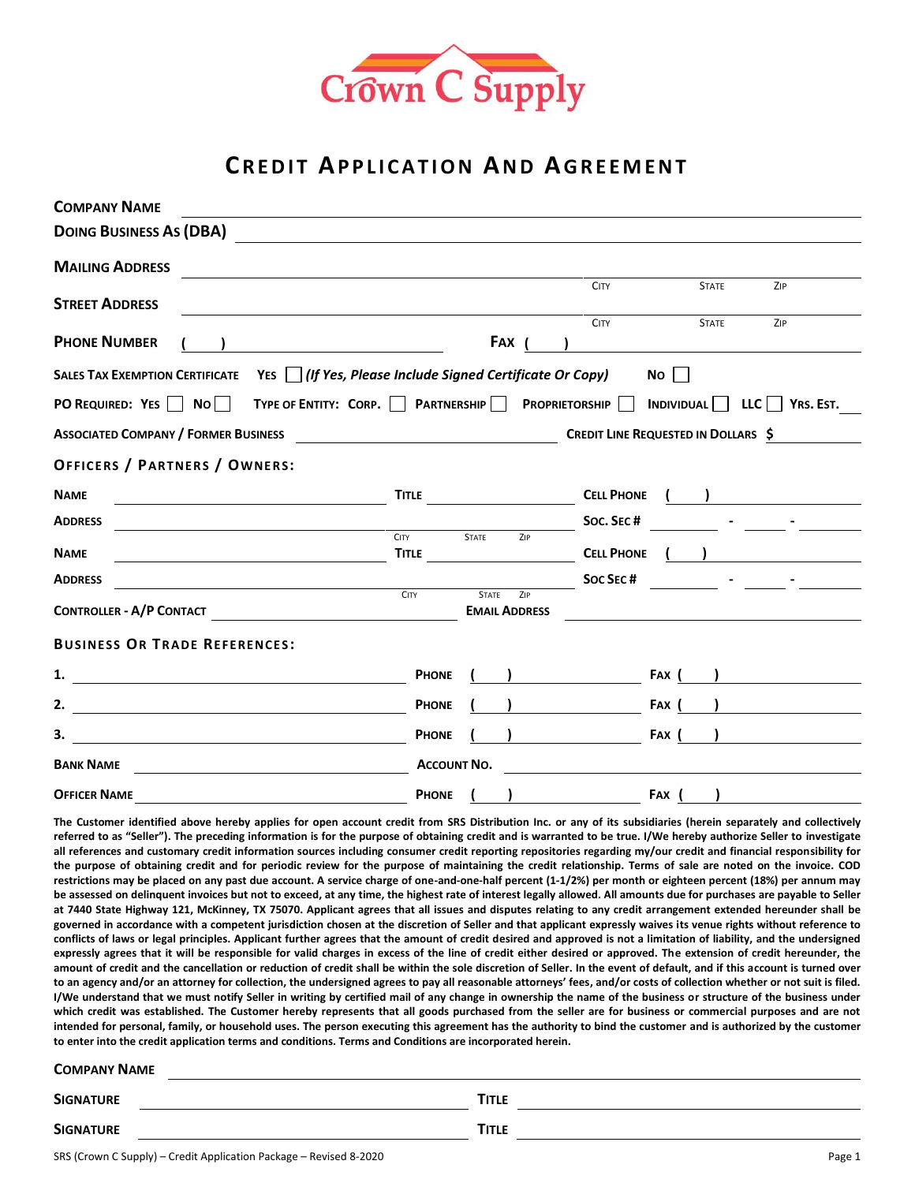Crown C Supply

# CREDIT APPLICATION AND AGREEMENT

**COMPANY NAME** \_\_\_\_\_\_\_\_\_\_\_\_\_\_\_\_\_\_\_\_\_\_\_\_\_\_\_\_\_\_\_\_\_\_\_\_\_\_\_\_

**DOING BUSINESS AS (DBA)** \_\_\_\_\_\_\_\_\_\_\_\_\_\_\_\_\_\_\_\_\_\_\_\_\_\_\_\_\_\_\_\_\_\_\_\_\_\_\_\_

**MAILING ADDRESS** \_\_\_\_\_\_\_\_\_\_\_\_\_\_\_\_\_\_\_\_ CITY \_\_\_\_\_\_\_\_ STATE \_\_\_\_\_\_\_\_ ZIP \_\_\_\_\_\_\_\_

**STREET ADDRESS** \_\_\_\_\_\_\_\_\_\_\_\_\_\_\_\_\_\_\_\_ CITY \_\_\_\_\_\_\_\_ STATE \_\_\_\_\_\_\_\_ ZIP \_\_\_\_\_\_\_\_

**PHONE NUMBER** ( ) \_\_\_\_\_\_\_\_\_\_\_\_\_\_\_\_\_\_\_\_ **FAX** ( ) \_\_\_\_\_\_\_\_\_\_\_\_\_\_\_\_\_\_\_\_

**SALES TAX EXEMPTION CERTIFICATE** **YES** ☐ ***(If Yes, Please Include Signed Certificate Or Copy)*** **NO** ☐

**PO REQUIRED: YES** ☐ **NO** ☐ **TYPE OF ENTITY: CORP.** ☐ **PARTNERSHIP** ☐ **PROPRIETORSHIP** ☐ **INDIVIDUAL** ☐ **LLC** ☐ **YRS. EST.** \_\_\_\_

**ASSOCIATED COMPANY / FORMER BUSINESS** \_\_\_\_\_\_\_\_\_\_\_\_\_\_\_\_\_\_\_\_ **CREDIT LINE REQUESTED IN DOLLARS $** \_\_\_\_\_\_\_\_

## OFFICERS / PARTNERS / OWNERS:

**NAME** \_\_\_\_\_\_\_\_\_\_\_\_\_\_\_\_\_\_\_\_ **TITLE** \_\_\_\_\_\_\_\_\_\_\_\_ **CELL PHONE** ( ) \_\_\_\_\_\_\_\_\_\_\_\_

**ADDRESS** \_\_\_\_\_\_\_\_\_\_\_\_\_\_\_\_\_\_\_\_ CITY \_\_\_\_\_\_ STATE \_\_\_\_\_\_ ZIP \_\_\_\_\_\_ **SOC. SEC #** \_\_\_\_\_\_ - \_\_\_\_ - \_\_\_\_\_\_

**NAME** \_\_\_\_\_\_\_\_\_\_\_\_\_\_\_\_\_\_\_\_ **TITLE** \_\_\_\_\_\_\_\_\_\_\_\_ **CELL PHONE** ( ) \_\_\_\_\_\_\_\_\_\_\_\_

**ADDRESS** \_\_\_\_\_\_\_\_\_\_\_\_\_\_\_\_\_\_\_\_ CITY \_\_\_\_\_\_ STATE \_\_\_\_\_\_ ZIP \_\_\_\_\_\_ **SOC SEC #** \_\_\_\_\_\_ - \_\_\_\_ - \_\_\_\_\_\_

**CONTROLLER - A/P CONTACT** \_\_\_\_\_\_\_\_\_\_\_\_\_\_\_\_\_\_\_\_ **EMAIL ADDRESS** \_\_\_\_\_\_\_\_\_\_\_\_\_\_\_\_\_\_\_\_

## BUSINESS OR TRADE REFERENCES:

**1.** \_\_\_\_\_\_\_\_\_\_\_\_\_\_\_\_\_\_\_\_ **PHONE** ( ) \_\_\_\_\_\_\_\_\_\_\_\_ **FAX** ( ) \_\_\_\_\_\_\_\_\_\_\_\_

**2.** \_\_\_\_\_\_\_\_\_\_\_\_\_\_\_\_\_\_\_\_ **PHONE** ( ) \_\_\_\_\_\_\_\_\_\_\_\_ **FAX** ( ) \_\_\_\_\_\_\_\_\_\_\_\_

**3.** \_\_\_\_\_\_\_\_\_\_\_\_\_\_\_\_\_\_\_\_ **PHONE** ( ) \_\_\_\_\_\_\_\_\_\_\_\_ **FAX** ( ) \_\_\_\_\_\_\_\_\_\_\_\_

**BANK NAME** \_\_\_\_\_\_\_\_\_\_\_\_\_\_\_\_\_\_\_\_ **ACCOUNT NO.** \_\_\_\_\_\_\_\_\_\_\_\_\_\_\_\_\_\_\_\_

**OFFICER NAME** \_\_\_\_\_\_\_\_\_\_\_\_\_\_\_\_\_\_\_\_ **PHONE** ( ) \_\_\_\_\_\_\_\_\_\_\_\_ **FAX** ( ) \_\_\_\_\_\_\_\_\_\_\_\_

**The Customer identified above hereby applies for open account credit from SRS Distribution Inc. or any of its subsidiaries (herein separately and collectively referred to as "Seller"). The preceding information is for the purpose of obtaining credit and is warranted to be true. I/We hereby authorize Seller to investigate all references and customary credit information sources including consumer credit reporting repositories regarding my/our credit and financial responsibility for the purpose of obtaining credit and for periodic review for the purpose of maintaining the credit relationship. Terms of sale are noted on the invoice. COD restrictions may be placed on any past due account. A service charge of one-and-one-half percent (1-1/2%) per month or eighteen percent (18%) per annum may be assessed on delinquent invoices but not to exceed, at any time, the highest rate of interest legally allowed. All amounts due for purchases are payable to Seller at 7440 State Highway 121, McKinney, TX 75070. Applicant agrees that all issues and disputes relating to any credit arrangement extended hereunder shall be governed in accordance with a competent jurisdiction chosen at the discretion of Seller and that applicant expressly waives its venue rights without reference to conflicts of laws or legal principles. Applicant further agrees that the amount of credit desired and approved is not a limitation of liability, and the undersigned expressly agrees that it will be responsible for valid charges in excess of the line of credit either desired or approved. The extension of credit hereunder, the amount of credit and the cancellation or reduction of credit shall be within the sole discretion of Seller. In the event of default, and if this account is turned over to an agency and/or an attorney for collection, the undersigned agrees to pay all reasonable attorneys' fees, and/or costs of collection whether or not suit is filed. I/We understand that we must notify Seller in writing by certified mail of any change in ownership the name of the business or structure of the business under which credit was established. The Customer hereby represents that all goods purchased from the seller are for business or commercial purposes and are not intended for personal, family, or household uses. The person executing this agreement has the authority to bind the customer and is authorized by the customer to enter into the credit application terms and conditions. Terms and Conditions are incorporated herein.**

**COMPANY NAME** \_\_\_\_\_\_\_\_\_\_\_\_\_\_\_\_\_\_\_\_\_\_\_\_\_\_\_\_\_\_\_\_\_\_\_\_\_\_\_\_

**SIGNATURE** \_\_\_\_\_\_\_\_\_\_\_\_\_\_\_\_\_\_\_\_ **TITLE** \_\_\_\_\_\_\_\_\_\_\_\_\_\_\_\_\_\_\_\_

**SIGNATURE** \_\_\_\_\_\_\_\_\_\_\_\_\_\_\_\_\_\_\_\_ **TITLE** \_\_\_\_\_\_\_\_\_\_\_\_\_\_\_\_\_\_\_\_

SRS (Crown C Supply) – Credit Application Package – Revised 8-2020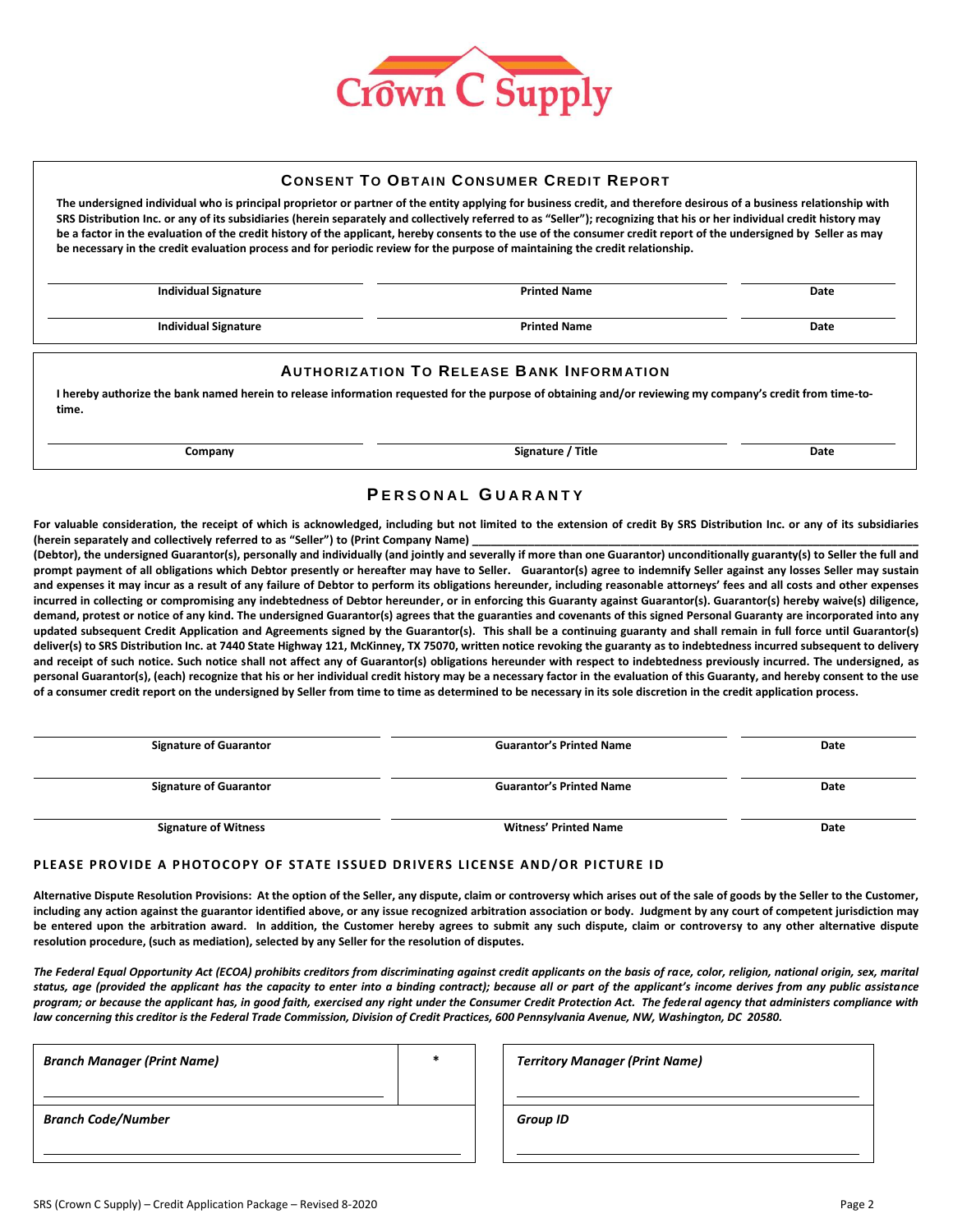Crown C Supply

## Consent To Obtain Consumer Credit Report

**The undersigned individual who is principal proprietor or partner of the entity applying for business credit, and therefore desirous of a business relationship with SRS Distribution Inc. or any of its subsidiaries (herein separately and collectively referred to as "Seller"); recognizing that his or her individual credit history may be a factor in the evaluation of the credit history of the applicant, hereby consents to the use of the consumer credit report of the undersigned by Seller as may be necessary in the credit evaluation process and for periodic review for the purpose of maintaining the credit relationship.**

| Individual Signature | Printed Name | Date |
|---|---|---|
| Individual Signature | Printed Name | Date |

## Authorization To Release Bank Information

**I hereby authorize the bank named herein to release information requested for the purpose of obtaining and/or reviewing my company's credit from time-to-time.**

| Company | Signature / Title | Date |
|---|---|---|

## Personal Guaranty

**For valuable consideration, the receipt of which is acknowledged, including but not limited to the extension of credit By SRS Distribution Inc. or any of its subsidiaries (herein separately and collectively referred to as "Seller") to (Print Company Name) \_\_\_\_\_\_\_\_\_\_\_\_\_\_\_\_\_\_\_\_\_\_\_\_\_\_\_\_\_\_\_\_\_\_\_\_\_\_\_\_\_\_\_\_\_\_\_\_\_\_\_\_\_\_\_\_ (Debtor), the undersigned Guarantor(s), personally and individually (and jointly and severally if more than one Guarantor) unconditionally guaranty(s) to Seller the full and prompt payment of all obligations which Debtor presently or hereafter may have to Seller. Guarantor(s) agree to indemnify Seller against any losses Seller may sustain and expenses it may incur as a result of any failure of Debtor to perform its obligations hereunder, including reasonable attorneys' fees and all costs and other expenses incurred in collecting or compromising any indebtedness of Debtor hereunder, or in enforcing this Guaranty against Guarantor(s). Guarantor(s) hereby waive(s) diligence, demand, protest or notice of any kind. The undersigned Guarantor(s) agrees that the guaranties and covenants of this signed Personal Guaranty are incorporated into any updated subsequent Credit Application and Agreements signed by the Guarantor(s). This shall be a continuing guaranty and shall remain in full force until Guarantor(s) deliver(s) to SRS Distribution Inc. at 7440 State Highway 121, McKinney, TX 75070, written notice revoking the guaranty as to indebtedness incurred subsequent to delivery and receipt of such notice. Such notice shall not affect any of Guarantor(s) obligations hereunder with respect to indebtedness previously incurred. The undersigned, as personal Guarantor(s), (each) recognize that his or her individual credit history may be a necessary factor in the evaluation of this Guaranty, and hereby consent to the use of a consumer credit report on the undersigned by Seller from time to time as determined to be necessary in its sole discretion in the credit application process.**

| Signature of Guarantor | Guarantor's Printed Name | Date |
|---|---|---|
| Signature of Guarantor | Guarantor's Printed Name | Date |
| Signature of Witness | Witness' Printed Name | Date |

**PLEASE PROVIDE A PHOTOCOPY OF STATE ISSUED DRIVERS LICENSE AND/OR PICTURE ID**

**Alternative Dispute Resolution Provisions: At the option of the Seller, any dispute, claim or controversy which arises out of the sale of goods by the Seller to the Customer, including any action against the guarantor identified above, or any issue recognized arbitration association or body. Judgment by any court of competent jurisdiction may be entered upon the arbitration award. In addition, the Customer hereby agrees to submit any such dispute, claim or controversy to any other alternative dispute resolution procedure, (such as mediation), selected by any Seller for the resolution of disputes.**

***The Federal Equal Opportunity Act (ECOA) prohibits creditors from discriminating against credit applicants on the basis of race, color, religion, national origin, sex, marital status, age (provided the applicant has the capacity to enter into a binding contract); because all or part of the applicant's income derives from any public assistance program; or because the applicant has, in good faith, exercised any right under the Consumer Credit Protection Act. The federal agency that administers compliance with law concerning this creditor is the Federal Trade Commission, Division of Credit Practices, 600 Pennsylvania Avenue, NW, Washington, DC 20580.***

| ***Branch Manager (Print Name)*** | * | ***Territory Manager (Print Name)*** |
|---|---|---|
| ***Branch Code/Number*** | | ***Group ID*** |

SRS (Crown C Supply) – Credit Application Package – Revised 8-2020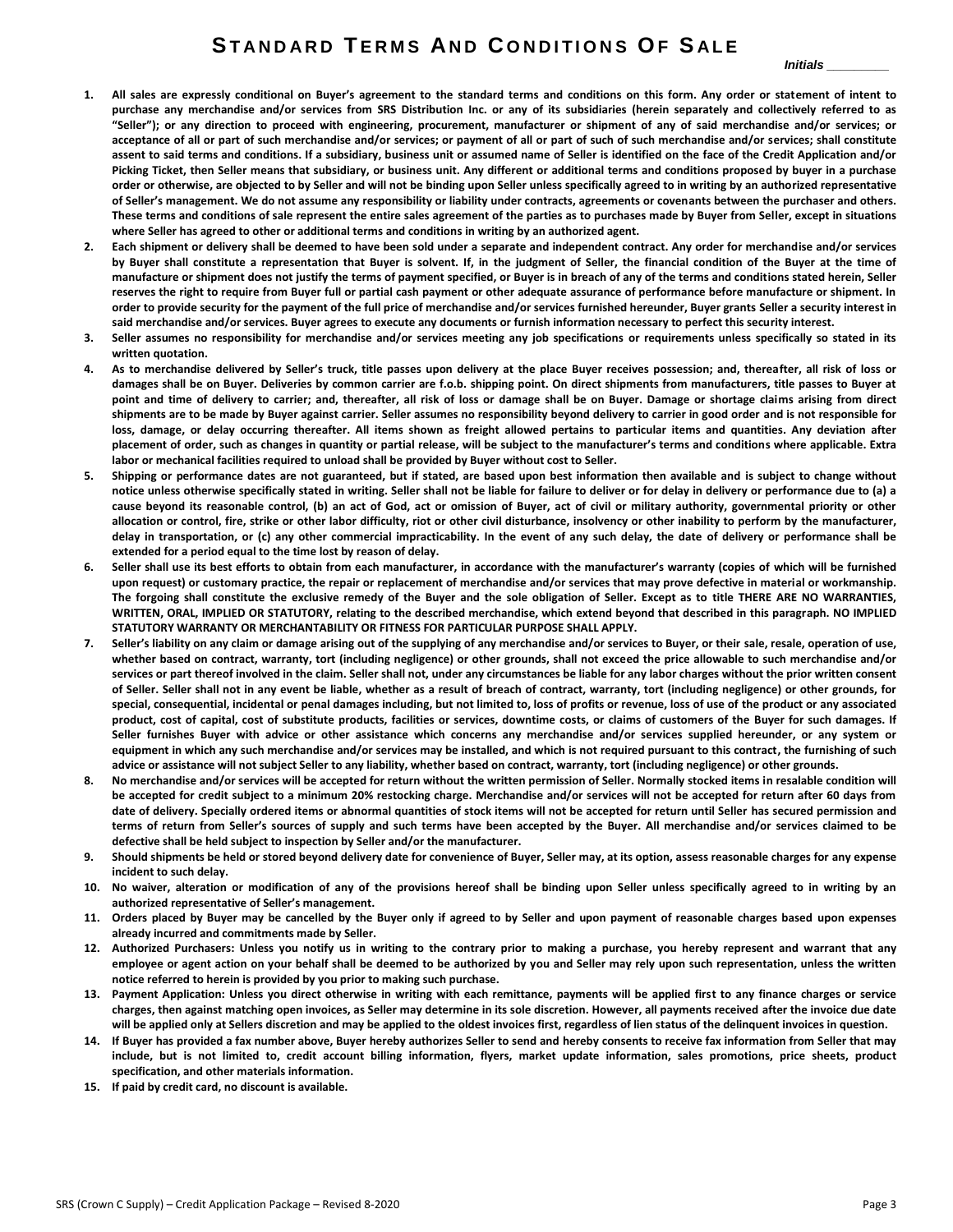# STANDARD TERMS AND CONDITIONS OF SALE

*Initials ________*

1. **All sales are expressly conditional on Buyer's agreement to the standard terms and conditions on this form. Any order or statement of intent to purchase any merchandise and/or services from SRS Distribution Inc. or any of its subsidiaries (herein separately and collectively referred to as "Seller"); or any direction to proceed with engineering, procurement, manufacturer or shipment of any of said merchandise and/or services; or acceptance of all or part of such merchandise and/or services; or payment of all or part of such of such merchandise and/or services; shall constitute assent to said terms and conditions. If a subsidiary, business unit or assumed name of Seller is identified on the face of the Credit Application and/or Picking Ticket, then Seller means that subsidiary, or business unit. Any different or additional terms and conditions proposed by buyer in a purchase order or otherwise, are objected to by Seller and will not be binding upon Seller unless specifically agreed to in writing by an authorized representative of Seller's management. We do not assume any responsibility or liability under contracts, agreements or covenants between the purchaser and others. These terms and conditions of sale represent the entire sales agreement of the parties as to purchases made by Buyer from Seller, except in situations where Seller has agreed to other or additional terms and conditions in writing by an authorized agent.**
2. **Each shipment or delivery shall be deemed to have been sold under a separate and independent contract. Any order for merchandise and/or services by Buyer shall constitute a representation that Buyer is solvent. If, in the judgment of Seller, the financial condition of the Buyer at the time of manufacture or shipment does not justify the terms of payment specified, or Buyer is in breach of any of the terms and conditions stated herein, Seller reserves the right to require from Buyer full or partial cash payment or other adequate assurance of performance before manufacture or shipment. In order to provide security for the payment of the full price of merchandise and/or services furnished hereunder, Buyer grants Seller a security interest in said merchandise and/or services. Buyer agrees to execute any documents or furnish information necessary to perfect this security interest.**
3. **Seller assumes no responsibility for merchandise and/or services meeting any job specifications or requirements unless specifically so stated in its written quotation.**
4. **As to merchandise delivered by Seller's truck, title passes upon delivery at the place Buyer receives possession; and, thereafter, all risk of loss or damages shall be on Buyer. Deliveries by common carrier are f.o.b. shipping point. On direct shipments from manufacturers, title passes to Buyer at point and time of delivery to carrier; and, thereafter, all risk of loss or damage shall be on Buyer. Damage or shortage claims arising from direct shipments are to be made by Buyer against carrier. Seller assumes no responsibility beyond delivery to carrier in good order and is not responsible for loss, damage, or delay occurring thereafter. All items shown as freight allowed pertains to particular items and quantities. Any deviation after placement of order, such as changes in quantity or partial release, will be subject to the manufacturer's terms and conditions where applicable. Extra labor or mechanical facilities required to unload shall be provided by Buyer without cost to Seller.**
5. **Shipping or performance dates are not guaranteed, but if stated, are based upon best information then available and is subject to change without notice unless otherwise specifically stated in writing. Seller shall not be liable for failure to deliver or for delay in delivery or performance due to (a) a cause beyond its reasonable control, (b) an act of God, act or omission of Buyer, act of civil or military authority, governmental priority or other allocation or control, fire, strike or other labor difficulty, riot or other civil disturbance, insolvency or other inability to perform by the manufacturer, delay in transportation, or (c) any other commercial impracticability. In the event of any such delay, the date of delivery or performance shall be extended for a period equal to the time lost by reason of delay.**
6. **Seller shall use its best efforts to obtain from each manufacturer, in accordance with the manufacturer's warranty (copies of which will be furnished upon request) or customary practice, the repair or replacement of merchandise and/or services that may prove defective in material or workmanship. The forgoing shall constitute the exclusive remedy of the Buyer and the sole obligation of Seller. Except as to title THERE ARE NO WARRANTIES, WRITTEN, ORAL, IMPLIED OR STATUTORY, relating to the described merchandise, which extend beyond that described in this paragraph. NO IMPLIED STATUTORY WARRANTY OR MERCHANTABILITY OR FITNESS FOR PARTICULAR PURPOSE SHALL APPLY.**
7. **Seller's liability on any claim or damage arising out of the supplying of any merchandise and/or services to Buyer, or their sale, resale, operation of use, whether based on contract, warranty, tort (including negligence) or other grounds, shall not exceed the price allowable to such merchandise and/or services or part thereof involved in the claim. Seller shall not, under any circumstances be liable for any labor charges without the prior written consent of Seller. Seller shall not in any event be liable, whether as a result of breach of contract, warranty, tort (including negligence) or other grounds, for special, consequential, incidental or penal damages including, but not limited to, loss of profits or revenue, loss of use of the product or any associated product, cost of capital, cost of substitute products, facilities or services, downtime costs, or claims of customers of the Buyer for such damages. If Seller furnishes Buyer with advice or other assistance which concerns any merchandise and/or services supplied hereunder, or any system or equipment in which any such merchandise and/or services may be installed, and which is not required pursuant to this contract, the furnishing of such advice or assistance will not subject Seller to any liability, whether based on contract, warranty, tort (including negligence) or other grounds.**
8. **No merchandise and/or services will be accepted for return without the written permission of Seller. Normally stocked items in resalable condition will be accepted for credit subject to a minimum 20% restocking charge. Merchandise and/or services will not be accepted for return after 60 days from date of delivery. Specially ordered items or abnormal quantities of stock items will not be accepted for return until Seller has secured permission and terms of return from Seller's sources of supply and such terms have been accepted by the Buyer. All merchandise and/or services claimed to be defective shall be held subject to inspection by Seller and/or the manufacturer.**
9. **Should shipments be held or stored beyond delivery date for convenience of Buyer, Seller may, at its option, assess reasonable charges for any expense incident to such delay.**
10. **No waiver, alteration or modification of any of the provisions hereof shall be binding upon Seller unless specifically agreed to in writing by an authorized representative of Seller's management.**
11. **Orders placed by Buyer may be cancelled by the Buyer only if agreed to by Seller and upon payment of reasonable charges based upon expenses already incurred and commitments made by Seller.**
12. **Authorized Purchasers: Unless you notify us in writing to the contrary prior to making a purchase, you hereby represent and warrant that any employee or agent action on your behalf shall be deemed to be authorized by you and Seller may rely upon such representation, unless the written notice referred to herein is provided by you prior to making such purchase.**
13. **Payment Application: Unless you direct otherwise in writing with each remittance, payments will be applied first to any finance charges or service charges, then against matching open invoices, as Seller may determine in its sole discretion. However, all payments received after the invoice due date will be applied only at Sellers discretion and may be applied to the oldest invoices first, regardless of lien status of the delinquent invoices in question.**
14. **If Buyer has provided a fax number above, Buyer hereby authorizes Seller to send and hereby consents to receive fax information from Seller that may include, but is not limited to, credit account billing information, flyers, market update information, sales promotions, price sheets, product specification, and other materials information.**
15. **If paid by credit card, no discount is available.**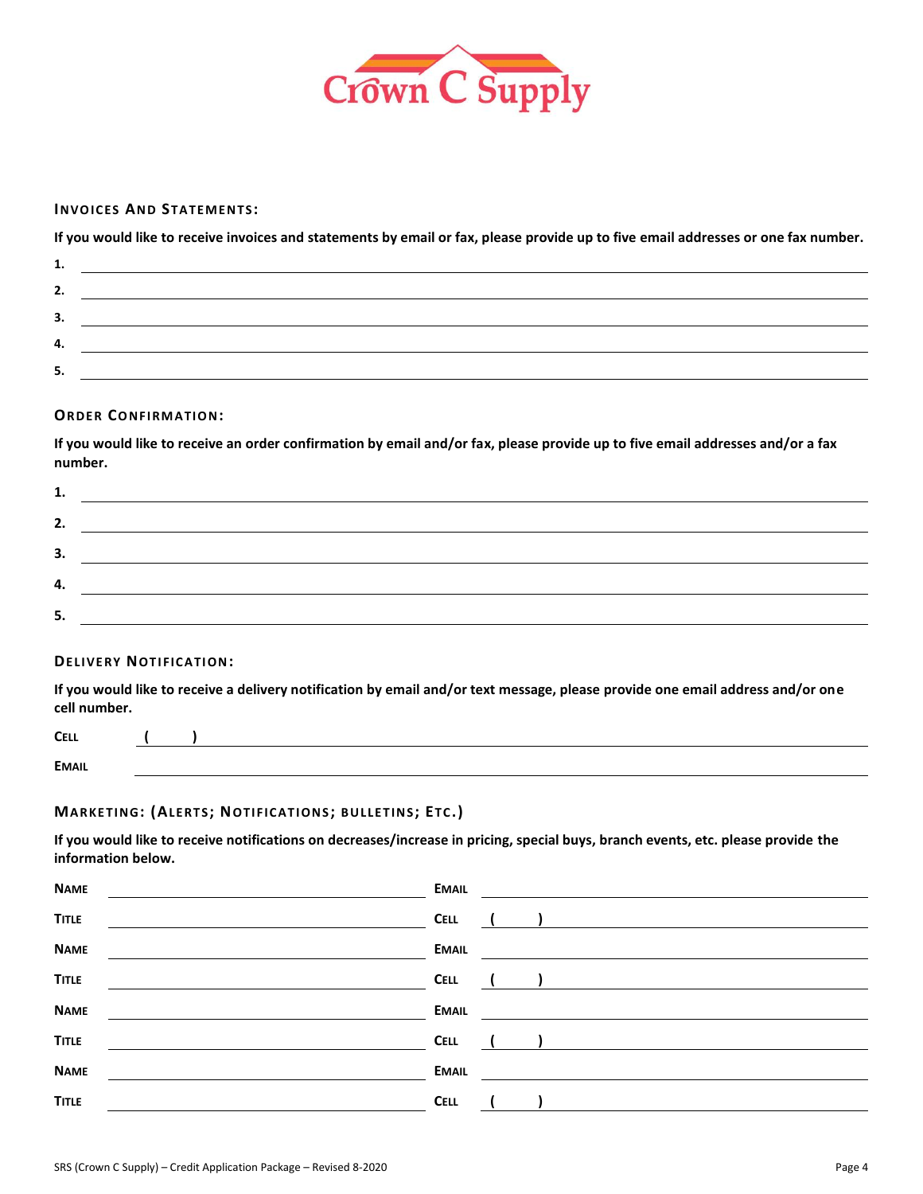Crown C Supply

### INVOICES AND STATEMENTS:

**If you would like to receive invoices and statements by email or fax, please provide up to five email addresses or one fax number.**

1. ______________________________
2. ______________________________
3. ______________________________
4. ______________________________
5. ______________________________

### ORDER CONFIRMATION:

**If you would like to receive an order confirmation by email and/or fax, please provide up to five email addresses and/or a fax number.**

1. ______________________________
2. ______________________________
3. ______________________________
4. ______________________________
5. ______________________________

### DELIVERY NOTIFICATION:

**If you would like to receive a delivery notification by email and/or text message, please provide one email address and/or one cell number.**

CELL ( ) ______________________________

EMAIL ______________________________

### MARKETING: (ALERTS; NOTIFICATIONS; BULLETINS; ETC.)

**If you would like to receive notifications on decreases/increase in pricing, special buys, branch events, etc. please provide the information below.**

| | | | |
|---|---|---|---|
| NAME | | EMAIL | |
| TITLE | | CELL | ( ) |
| NAME | | EMAIL | |
| TITLE | | CELL | ( ) |
| NAME | | EMAIL | |
| TITLE | | CELL | ( ) |
| NAME | | EMAIL | |
| TITLE | | CELL | ( ) |

SRS (Crown C Supply) – Credit Application Package – Revised 8-2020